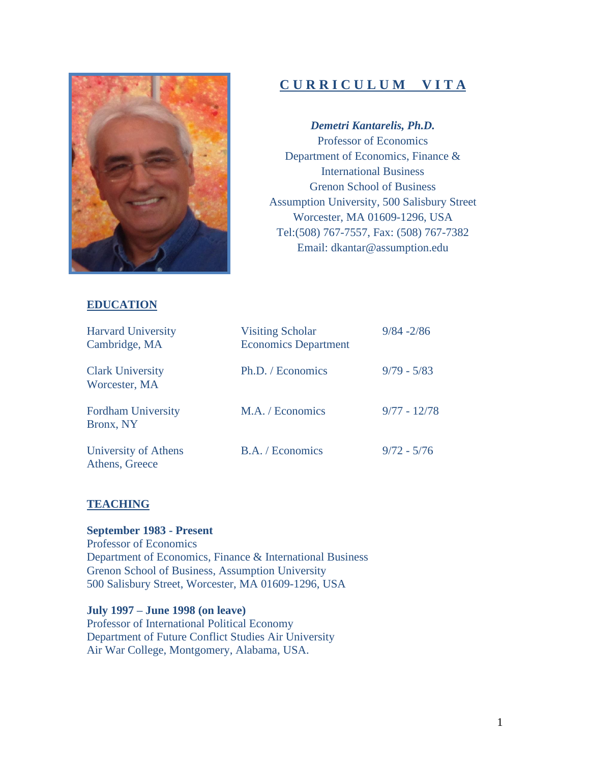# CURRICULUM VITA

***Demetri Kantarelis, Ph.D.***
Professor of Economics
Department of Economics, Finance & International Business
Grenon School of Business
Assumption University, 500 Salisbury Street
Worcester, MA 01609-1296, USA
Tel:(508) 767-7557, Fax: (508) 767-7382
Email: dkantar@assumption.edu

## EDUCATION

| | | |
|---|---|---|
| Harvard University<br>Cambridge, MA | Visiting Scholar<br>Economics Department | 9/84 -2/86 |
| Clark University<br>Worcester, MA | Ph.D. / Economics | 9/79 - 5/83 |
| Fordham University<br>Bronx, NY | M.A. / Economics | 9/77 - 12/78 |
| University of Athens<br>Athens, Greece | B.A. / Economics | 9/72 - 5/76 |

## TEACHING

**September 1983 - Present**
Professor of Economics
Department of Economics, Finance & International Business
Grenon School of Business, Assumption University
500 Salisbury Street, Worcester, MA 01609-1296, USA

**July 1997 – June 1998 (on leave)**
Professor of International Political Economy
Department of Future Conflict Studies Air University
Air War College, Montgomery, Alabama, USA.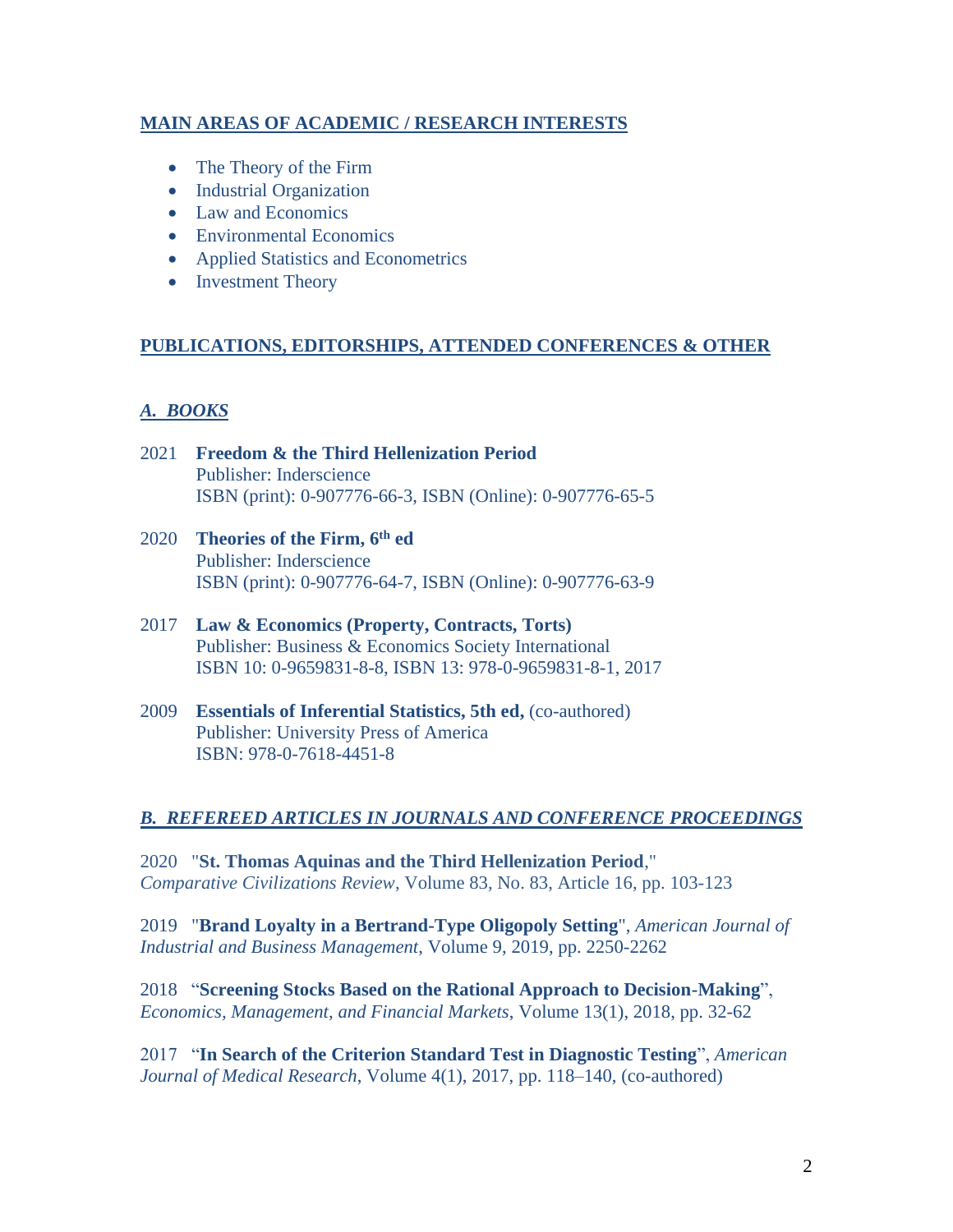## MAIN AREAS OF ACADEMIC / RESEARCH INTERESTS

- The Theory of the Firm
- Industrial Organization
- Law and Economics
- Environmental Economics
- Applied Statistics and Econometrics
- Investment Theory

## PUBLICATIONS, EDITORSHIPS, ATTENDED CONFERENCES & OTHER

### *A. BOOKS*

2021 **Freedom & the Third Hellenization Period**
Publisher: Inderscience
ISBN (print): 0-907776-66-3, ISBN (Online): 0-907776-65-5

2020 **Theories of the Firm, 6th ed**
Publisher: Inderscience
ISBN (print): 0-907776-64-7, ISBN (Online): 0-907776-63-9

2017 **Law & Economics (Property, Contracts, Torts)**
Publisher: Business & Economics Society International
ISBN 10: 0-9659831-8-8, ISBN 13: 978-0-9659831-8-1, 2017

2009 **Essentials of Inferential Statistics, 5th ed,** (co-authored)
Publisher: University Press of America
ISBN: 978-0-7618-4451-8

### *B. REFEREED ARTICLES IN JOURNALS AND CONFERENCE PROCEEDINGS*

2020 "**St. Thomas Aquinas and the Third Hellenization Period**," *Comparative Civilizations Review*, Volume 83, No. 83, Article 16, pp. 103-123

2019 "**Brand Loyalty in a Bertrand-Type Oligopoly Setting**", *American Journal of Industrial and Business Management*, Volume 9, 2019, pp. 2250-2262

2018 "**Screening Stocks Based on the Rational Approach to Decision-Making**", *Economics, Management, and Financial Markets*, Volume 13(1), 2018, pp. 32-62

2017 "**In Search of the Criterion Standard Test in Diagnostic Testing**", *American Journal of Medical Research*, Volume 4(1), 2017, pp. 118–140, (co-authored)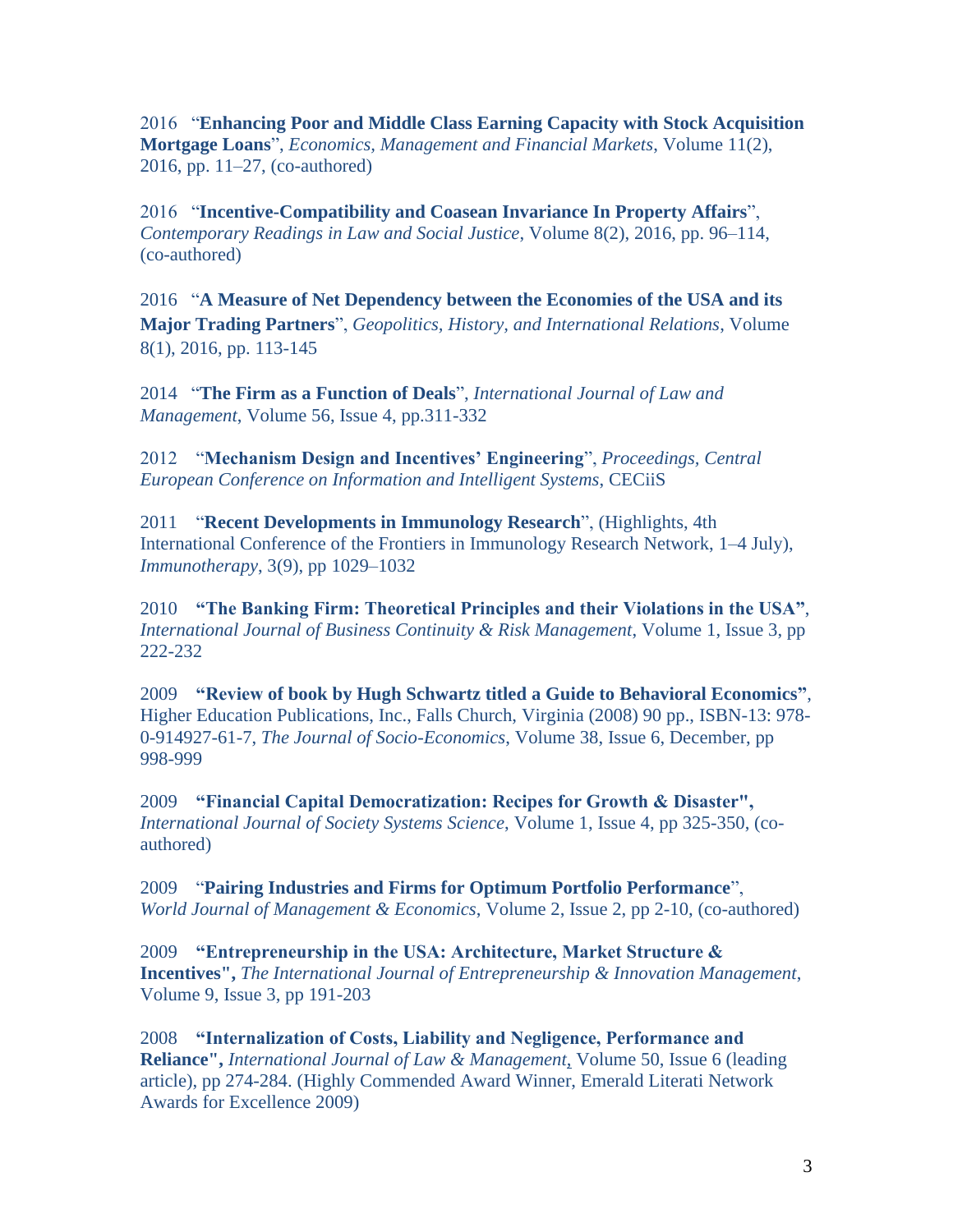2016 "**Enhancing Poor and Middle Class Earning Capacity with Stock Acquisition Mortgage Loans**", *Economics, Management and Financial Markets*, Volume 11(2), 2016, pp. 11–27, (co-authored)

2016 "**Incentive-Compatibility and Coasean Invariance In Property Affairs**", *Contemporary Readings in Law and Social Justice*, Volume 8(2), 2016, pp. 96–114, (co-authored)

2016 "**A Measure of Net Dependency between the Economies of the USA and its Major Trading Partners**", *Geopolitics, History, and International Relations*, Volume 8(1), 2016, pp. 113-145

2014 "**The Firm as a Function of Deals**", *International Journal of Law and Management*, Volume 56, Issue 4, pp.311-332

2012 "**Mechanism Design and Incentives' Engineering**", *Proceedings, Central European Conference on Information and Intelligent Systems*, CECiiS

2011 "**Recent Developments in Immunology Research**", (Highlights, 4th International Conference of the Frontiers in Immunology Research Network, 1–4 July), *Immunotherapy*, 3(9), pp 1029–1032

2010 **"The Banking Firm: Theoretical Principles and their Violations in the USA"**, *International Journal of Business Continuity & Risk Management*, Volume 1, Issue 3, pp 222-232

2009 **"Review of book by Hugh Schwartz titled a Guide to Behavioral Economics"**, Higher Education Publications, Inc., Falls Church, Virginia (2008) 90 pp., ISBN-13: 978-0-914927-61-7, *The Journal of Socio-Economics*, Volume 38, Issue 6, December, pp 998-999

2009 **"Financial Capital Democratization: Recipes for Growth & Disaster",** *International Journal of Society Systems Science*, Volume 1, Issue 4, pp 325-350, (co-authored)

2009 "**Pairing Industries and Firms for Optimum Portfolio Performance**", *World Journal of Management & Economics*, Volume 2, Issue 2, pp 2-10, (co-authored)

2009 **"Entrepreneurship in the USA: Architecture, Market Structure & Incentives",** *The International Journal of Entrepreneurship & Innovation Management*, Volume 9, Issue 3, pp 191-203

2008 **"Internalization of Costs, Liability and Negligence, Performance and Reliance",** *International Journal of Law & Management*, Volume 50, Issue 6 (leading article), pp 274-284. (Highly Commended Award Winner, Emerald Literati Network Awards for Excellence 2009)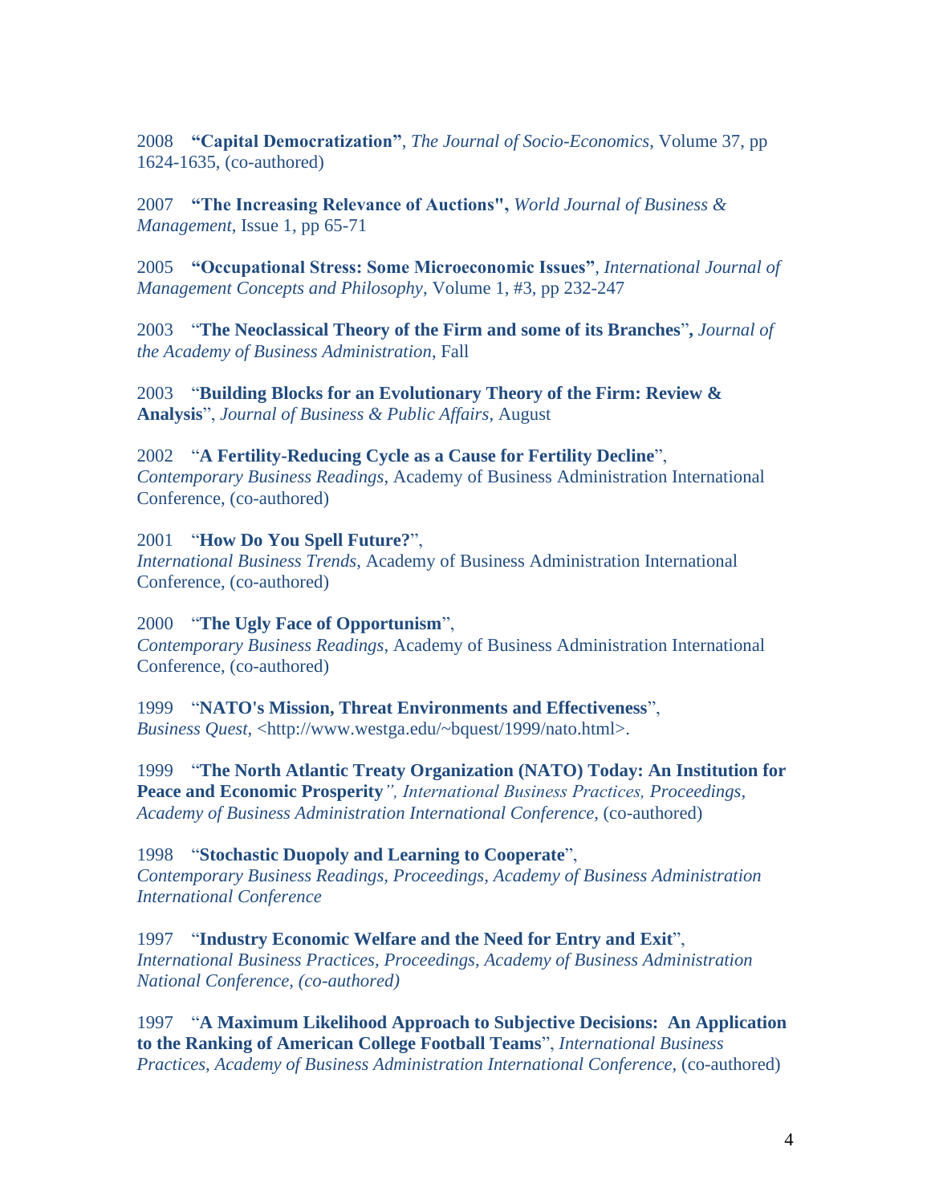2008 **"Capital Democratization"**, *The Journal of Socio-Economics*, Volume 37, pp 1624-1635, (co-authored)

2007 **"The Increasing Relevance of Auctions",** *World Journal of Business & Management*, Issue 1, pp 65-71

2005 **"Occupational Stress: Some Microeconomic Issues"**, *International Journal of Management Concepts and Philosophy*, Volume 1, #3, pp 232-247

2003 "**The Neoclassical Theory of the Firm and some of its Branches**"**,** *Journal of the Academy of Business Administration*, Fall

2003 "**Building Blocks for an Evolutionary Theory of the Firm: Review & Analysis**", *Journal of Business & Public Affairs*, August

2002 "**A Fertility-Reducing Cycle as a Cause for Fertility Decline**", *Contemporary Business Readings*, Academy of Business Administration International Conference, (co-authored)

2001 "**How Do You Spell Future?**", *International Business Trends*, Academy of Business Administration International Conference, (co-authored)

2000 "**The Ugly Face of Opportunism**", *Contemporary Business Readings*, Academy of Business Administration International Conference, (co-authored)

1999 "**NATO's Mission, Threat Environments and Effectiveness**", *Business Quest*, <http://www.westga.edu/~bquest/1999/nato.html>.

1999 "**The North Atlantic Treaty Organization (NATO) Today: An Institution for Peace and Economic Prosperity**", *International Business Practices, Proceedings, Academy of Business Administration International Conference*, (co-authored)

1998 "**Stochastic Duopoly and Learning to Cooperate**", *Contemporary Business Readings, Proceedings, Academy of Business Administration International Conference*

1997 "**Industry Economic Welfare and the Need for Entry and Exit**", *International Business Practices, Proceedings, Academy of Business Administration National Conference, (co-authored)*

1997 "**A Maximum Likelihood Approach to Subjective Decisions: An Application to the Ranking of American College Football Teams**", *International Business Practices, Academy of Business Administration International Conference*, (co-authored)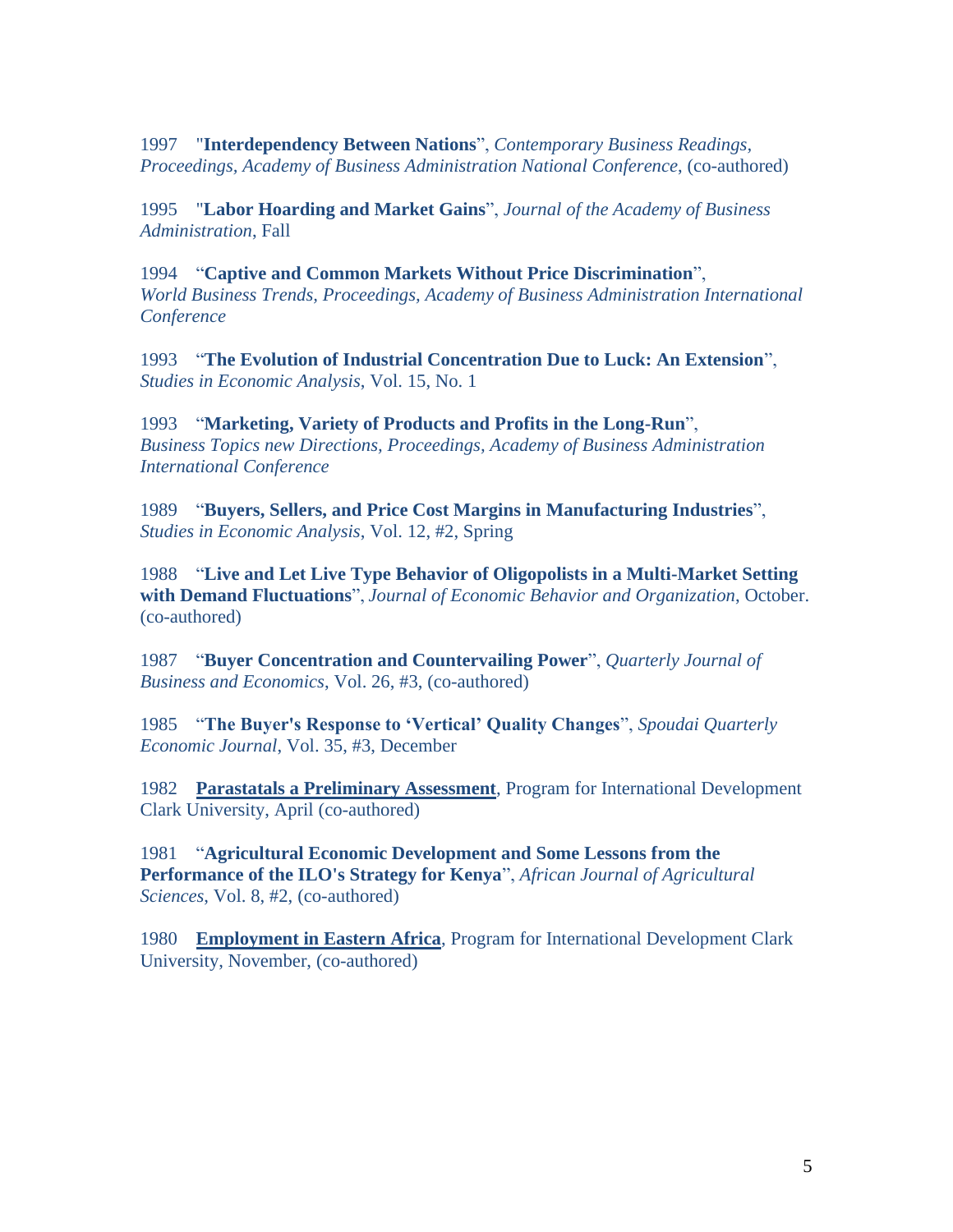1997 "**Interdependency Between Nations**", *Contemporary Business Readings, Proceedings, Academy of Business Administration National Conference*, (co-authored)

1995 "**Labor Hoarding and Market Gains**", *Journal of the Academy of Business Administration*, Fall

1994 "**Captive and Common Markets Without Price Discrimination**", *World Business Trends, Proceedings, Academy of Business Administration International Conference*

1993 "**The Evolution of Industrial Concentration Due to Luck: An Extension**", *Studies in Economic Analysis*, Vol. 15, No. 1

1993 "**Marketing, Variety of Products and Profits in the Long-Run**", *Business Topics new Directions, Proceedings, Academy of Business Administration International Conference*

1989 "**Buyers, Sellers, and Price Cost Margins in Manufacturing Industries**", *Studies in Economic Analysis*, Vol. 12, #2, Spring

1988 "**Live and Let Live Type Behavior of Oligopolists in a Multi-Market Setting with Demand Fluctuations**", *Journal of Economic Behavior and Organization*, October. (co-authored)

1987 "**Buyer Concentration and Countervailing Power**", *Quarterly Journal of Business and Economics*, Vol. 26, #3, (co-authored)

1985 "**The Buyer's Response to 'Vertical' Quality Changes**", *Spoudai Quarterly Economic Journal*, Vol. 35, #3, December

1982 **Parastatals a Preliminary Assessment**, Program for International Development Clark University, April (co-authored)

1981 "**Agricultural Economic Development and Some Lessons from the Performance of the ILO's Strategy for Kenya**", *African Journal of Agricultural Sciences*, Vol. 8, #2, (co-authored)

1980 **Employment in Eastern Africa**, Program for International Development Clark University, November, (co-authored)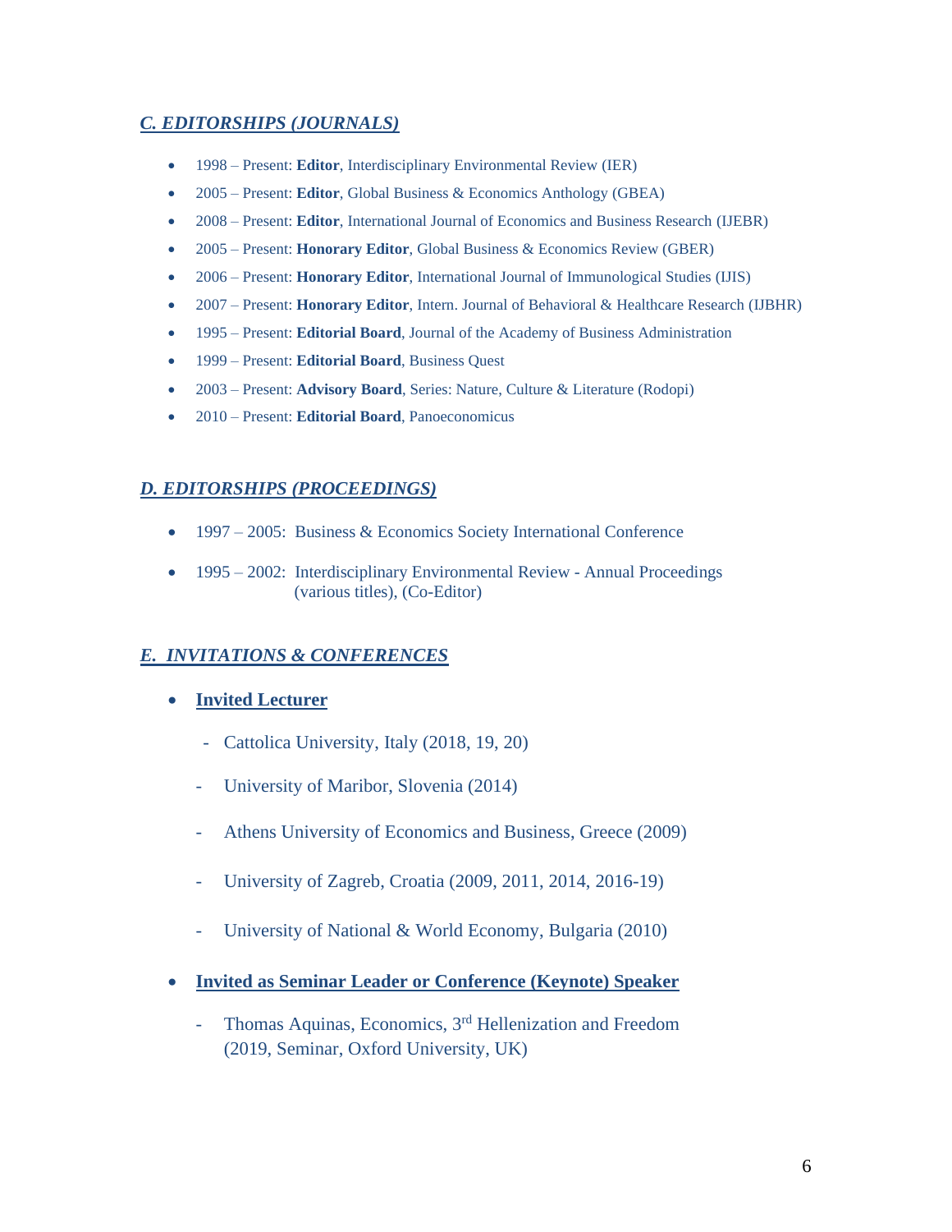## *C. EDITORSHIPS (JOURNALS)*

- 1998 – Present: **Editor**, Interdisciplinary Environmental Review (IER)
- 2005 – Present: **Editor**, Global Business & Economics Anthology (GBEA)
- 2008 – Present: **Editor**, International Journal of Economics and Business Research (IJEBR)
- 2005 – Present: **Honorary Editor**, Global Business & Economics Review (GBER)
- 2006 – Present: **Honorary Editor**, International Journal of Immunological Studies (IJIS)
- 2007 – Present: **Honorary Editor**, Intern. Journal of Behavioral & Healthcare Research (IJBHR)
- 1995 – Present: **Editorial Board**, Journal of the Academy of Business Administration
- 1999 – Present: **Editorial Board**, Business Quest
- 2003 – Present: **Advisory Board**, Series: Nature, Culture & Literature (Rodopi)
- 2010 – Present: **Editorial Board**, Panoeconomicus

## *D. EDITORSHIPS (PROCEEDINGS)*

- 1997 – 2005: Business & Economics Society International Conference
- 1995 – 2002: Interdisciplinary Environmental Review - Annual Proceedings (various titles), (Co-Editor)

## *E. INVITATIONS & CONFERENCES*

- **Invited Lecturer**
  - Cattolica University, Italy (2018, 19, 20)
  - University of Maribor, Slovenia (2014)
  - Athens University of Economics and Business, Greece (2009)
  - University of Zagreb, Croatia (2009, 2011, 2014, 2016-19)
  - University of National & World Economy, Bulgaria (2010)
- **Invited as Seminar Leader or Conference (Keynote) Speaker**
  - Thomas Aquinas, Economics, 3rd Hellenization and Freedom (2019, Seminar, Oxford University, UK)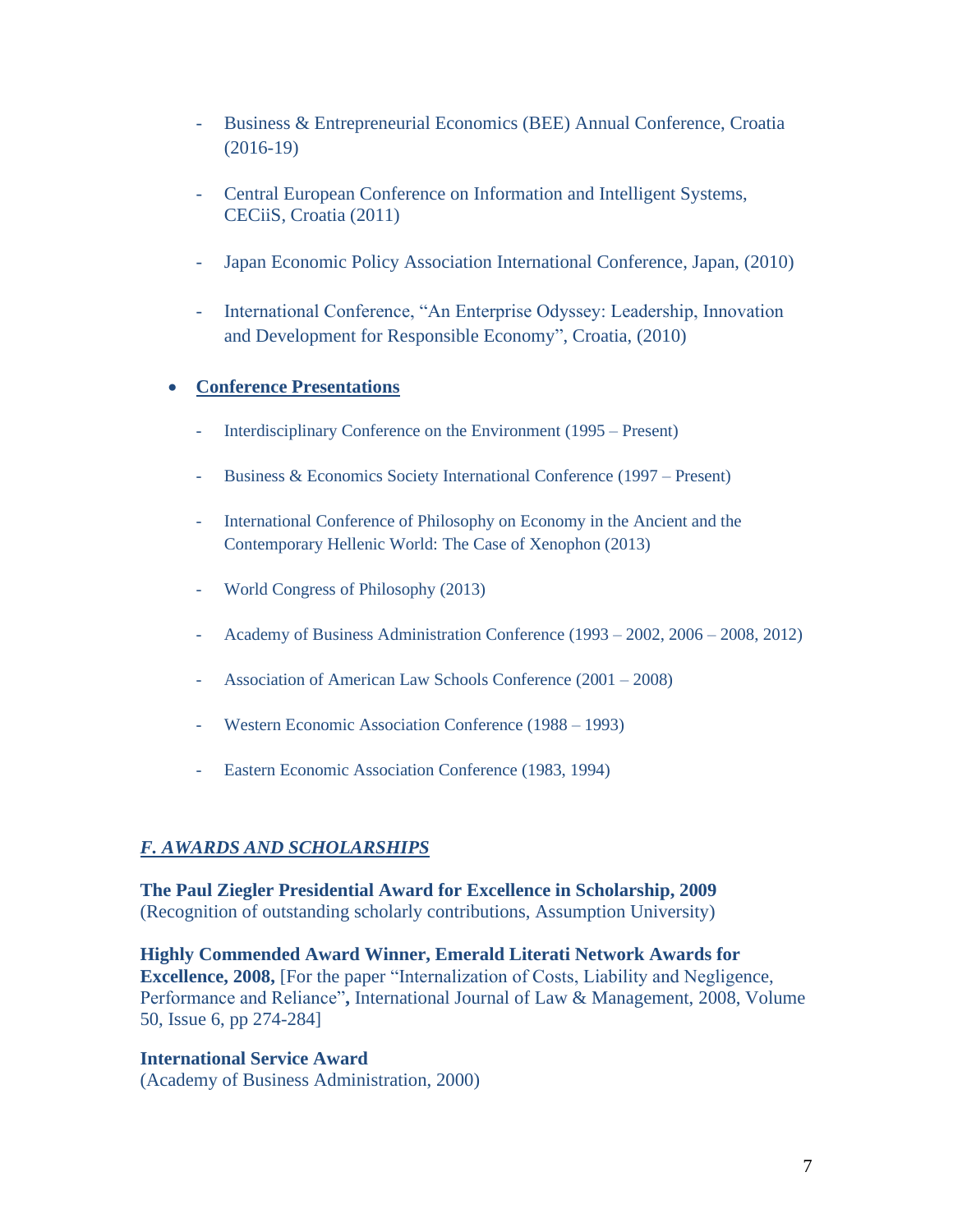- Business & Entrepreneurial Economics (BEE) Annual Conference, Croatia (2016-19)

- Central European Conference on Information and Intelligent Systems, CECiiS, Croatia (2011)

- Japan Economic Policy Association International Conference, Japan, (2010)

- International Conference, "An Enterprise Odyssey: Leadership, Innovation and Development for Responsible Economy", Croatia, (2010)

- **Conference Presentations**

  - Interdisciplinary Conference on the Environment (1995 – Present)

  - Business & Economics Society International Conference (1997 – Present)

  - International Conference of Philosophy on Economy in the Ancient and the Contemporary Hellenic World: The Case of Xenophon (2013)

  - World Congress of Philosophy (2013)

  - Academy of Business Administration Conference (1993 – 2002, 2006 – 2008, 2012)

  - Association of American Law Schools Conference (2001 – 2008)

  - Western Economic Association Conference (1988 – 1993)

  - Eastern Economic Association Conference (1983, 1994)

## *F. AWARDS AND SCHOLARSHIPS*

**The Paul Ziegler Presidential Award for Excellence in Scholarship, 2009**
(Recognition of outstanding scholarly contributions, Assumption University)

**Highly Commended Award Winner, Emerald Literati Network Awards for Excellence, 2008,** [For the paper "Internalization of Costs, Liability and Negligence, Performance and Reliance"**,** International Journal of Law & Management, 2008, Volume 50, Issue 6, pp 274-284]

**International Service Award**
(Academy of Business Administration, 2000)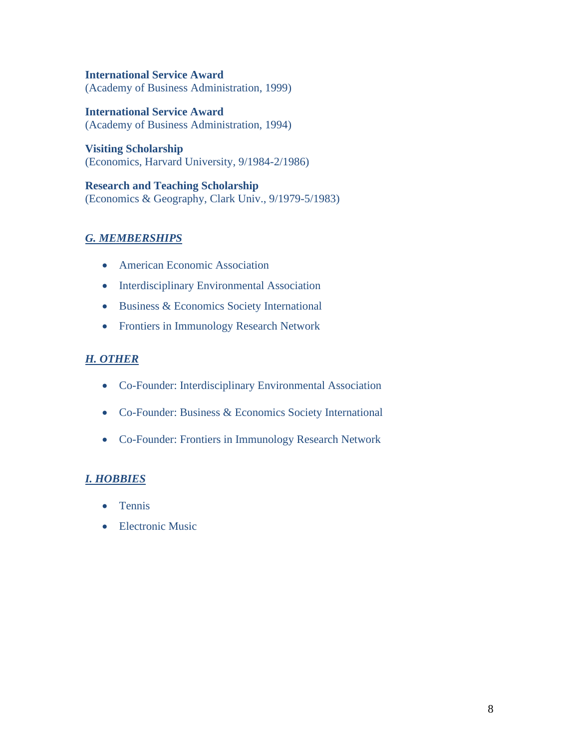**International Service Award**
(Academy of Business Administration, 1999)

**International Service Award**
(Academy of Business Administration, 1994)

**Visiting Scholarship**
(Economics, Harvard University, 9/1984-2/1986)

**Research and Teaching Scholarship**
(Economics & Geography, Clark Univ., 9/1979-5/1983)

## *G. MEMBERSHIPS*

- American Economic Association
- Interdisciplinary Environmental Association
- Business & Economics Society International
- Frontiers in Immunology Research Network

## *H. OTHER*

- Co-Founder: Interdisciplinary Environmental Association
- Co-Founder: Business & Economics Society International
- Co-Founder: Frontiers in Immunology Research Network

## *I. HOBBIES*

- Tennis
- Electronic Music